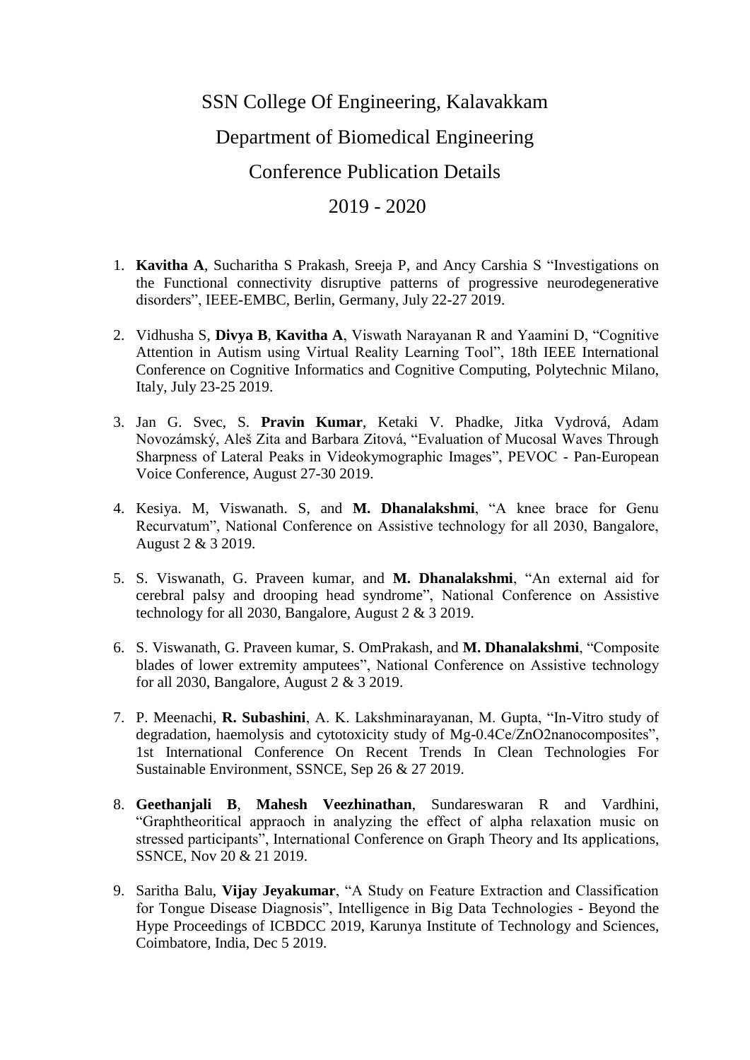# SSN College Of Engineering, Kalavakkam

## Department of Biomedical Engineering

## Conference Publication Details

## 2019 - 2020

1. **Kavitha A**, Sucharitha S Prakash, Sreeja P, and Ancy Carshia S "Investigations on the Functional connectivity disruptive patterns of progressive neurodegenerative disorders", IEEE-EMBC, Berlin, Germany, July 22-27 2019.

2. Vidhusha S, **Divya B**, **Kavitha A**, Viswath Narayanan R and Yaamini D, "Cognitive Attention in Autism using Virtual Reality Learning Tool", 18th IEEE International Conference on Cognitive Informatics and Cognitive Computing, Polytechnic Milano, Italy, July 23-25 2019.

3. Jan G. Svec, S. **Pravin Kumar**, Ketaki V. Phadke, Jitka Vydrová, Adam Novozámský, Aleš Zita and Barbara Zitová, "Evaluation of Mucosal Waves Through Sharpness of Lateral Peaks in Videokymographic Images", PEVOC - Pan-European Voice Conference, August 27-30 2019.

4. Kesiya. M, Viswanath. S, and **M. Dhanalakshmi**, "A knee brace for Genu Recurvatum", National Conference on Assistive technology for all 2030, Bangalore, August 2 & 3 2019.

5. S. Viswanath, G. Praveen kumar, and **M. Dhanalakshmi**, "An external aid for cerebral palsy and drooping head syndrome", National Conference on Assistive technology for all 2030, Bangalore, August 2 & 3 2019.

6. S. Viswanath, G. Praveen kumar, S. OmPrakash, and **M. Dhanalakshmi**, "Composite blades of lower extremity amputees", National Conference on Assistive technology for all 2030, Bangalore, August 2 & 3 2019.

7. P. Meenachi, **R. Subashini**, A. K. Lakshminarayanan, M. Gupta, "In-Vitro study of degradation, haemolysis and cytotoxicity study of Mg-0.4Ce/ZnO2nanocomposites", 1st International Conference On Recent Trends In Clean Technologies For Sustainable Environment, SSNCE, Sep 26 & 27 2019.

8. **Geethanjali B**, **Mahesh Veezhinathan**, Sundareswaran R and Vardhini, "Graphtheoritical appraoch in analyzing the effect of alpha relaxation music on stressed participants", International Conference on Graph Theory and Its applications, SSNCE, Nov 20 & 21 2019.

9. Saritha Balu, **Vijay Jeyakumar**, "A Study on Feature Extraction and Classification for Tongue Disease Diagnosis", Intelligence in Big Data Technologies - Beyond the Hype Proceedings of ICBDCC 2019, Karunya Institute of Technology and Sciences, Coimbatore, India, Dec 5 2019.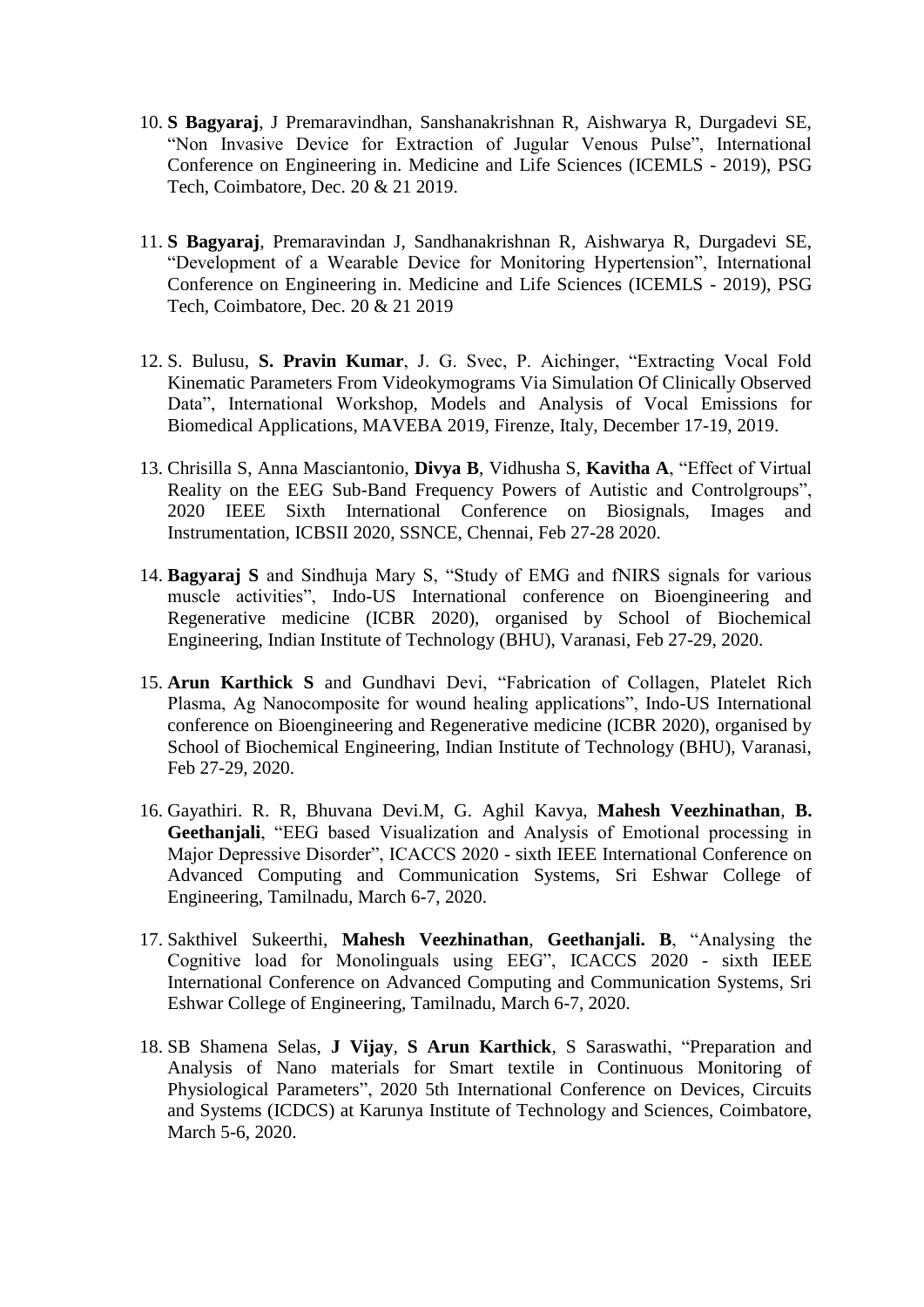10. **S Bagyaraj**, J Premaravindhan, Sanshanakrishnan R, Aishwarya R, Durgadevi SE, "Non Invasive Device for Extraction of Jugular Venous Pulse", International Conference on Engineering in. Medicine and Life Sciences (ICEMLS - 2019), PSG Tech, Coimbatore, Dec. 20 & 21 2019.

11. **S Bagyaraj**, Premaravindan J, Sandhanakrishnan R, Aishwarya R, Durgadevi SE, "Development of a Wearable Device for Monitoring Hypertension", International Conference on Engineering in. Medicine and Life Sciences (ICEMLS - 2019), PSG Tech, Coimbatore, Dec. 20 & 21 2019

12. S. Bulusu, **S. Pravin Kumar**, J. G. Svec, P. Aichinger, "Extracting Vocal Fold Kinematic Parameters From Videokymograms Via Simulation Of Clinically Observed Data", International Workshop, Models and Analysis of Vocal Emissions for Biomedical Applications, MAVEBA 2019, Firenze, Italy, December 17-19, 2019.

13. Chrisilla S, Anna Masciantonio, **Divya B**, Vidhusha S, **Kavitha A**, "Effect of Virtual Reality on the EEG Sub-Band Frequency Powers of Autistic and Controlgroups", 2020 IEEE Sixth International Conference on Biosignals, Images and Instrumentation, ICBSII 2020, SSNCE, Chennai, Feb 27-28 2020.

14. **Bagyaraj S** and Sindhuja Mary S, "Study of EMG and fNIRS signals for various muscle activities", Indo-US International conference on Bioengineering and Regenerative medicine (ICBR 2020), organised by School of Biochemical Engineering, Indian Institute of Technology (BHU), Varanasi, Feb 27-29, 2020.

15. **Arun Karthick S** and Gundhavi Devi, "Fabrication of Collagen, Platelet Rich Plasma, Ag Nanocomposite for wound healing applications", Indo-US International conference on Bioengineering and Regenerative medicine (ICBR 2020), organised by School of Biochemical Engineering, Indian Institute of Technology (BHU), Varanasi, Feb 27-29, 2020.

16. Gayathiri. R. R, Bhuvana Devi.M, G. Aghil Kavya, **Mahesh Veezhinathan**, **B. Geethanjali**, "EEG based Visualization and Analysis of Emotional processing in Major Depressive Disorder", ICACCS 2020 - sixth IEEE International Conference on Advanced Computing and Communication Systems, Sri Eshwar College of Engineering, Tamilnadu, March 6-7, 2020.

17. Sakthivel Sukeerthi, **Mahesh Veezhinathan**, **Geethanjali. B**, "Analysing the Cognitive load for Monolinguals using EEG", ICACCS 2020 - sixth IEEE International Conference on Advanced Computing and Communication Systems, Sri Eshwar College of Engineering, Tamilnadu, March 6-7, 2020.

18. SB Shamena Selas, **J Vijay**, **S Arun Karthick**, S Saraswathi, "Preparation and Analysis of Nano materials for Smart textile in Continuous Monitoring of Physiological Parameters", 2020 5th International Conference on Devices, Circuits and Systems (ICDCS) at Karunya Institute of Technology and Sciences, Coimbatore, March 5-6, 2020.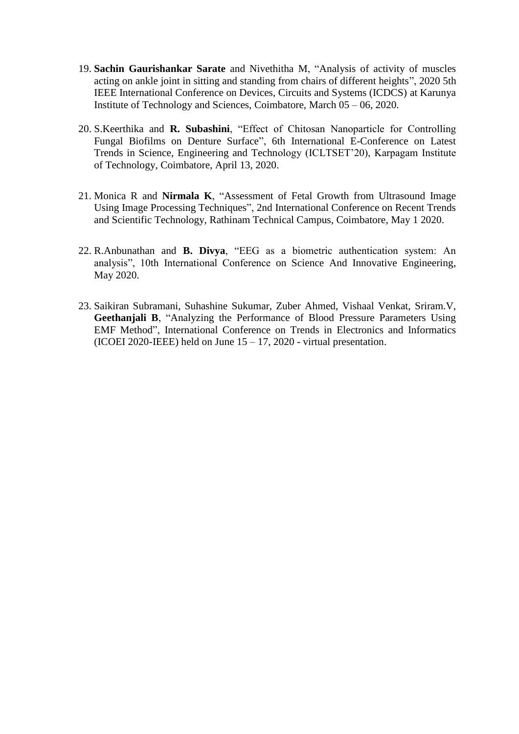19. **Sachin Gaurishankar Sarate** and Nivethitha M, "Analysis of activity of muscles acting on ankle joint in sitting and standing from chairs of different heights", 2020 5th IEEE International Conference on Devices, Circuits and Systems (ICDCS) at Karunya Institute of Technology and Sciences, Coimbatore, March 05 – 06, 2020.

20. S.Keerthika and **R. Subashini**, "Effect of Chitosan Nanoparticle for Controlling Fungal Biofilms on Denture Surface", 6th International E-Conference on Latest Trends in Science, Engineering and Technology (ICLTSET'20), Karpagam Institute of Technology, Coimbatore, April 13, 2020.

21. Monica R and **Nirmala K**, "Assessment of Fetal Growth from Ultrasound Image Using Image Processing Techniques", 2nd International Conference on Recent Trends and Scientific Technology, Rathinam Technical Campus, Coimbatore, May 1 2020.

22. R.Anbunathan and **B. Divya**, "EEG as a biometric authentication system: An analysis", 10th International Conference on Science And Innovative Engineering, May 2020.

23. Saikiran Subramani, Suhashine Sukumar, Zuber Ahmed, Vishaal Venkat, Sriram.V, **Geethanjali B**, "Analyzing the Performance of Blood Pressure Parameters Using EMF Method", International Conference on Trends in Electronics and Informatics (ICOEI 2020-IEEE) held on June 15 – 17, 2020 - virtual presentation.